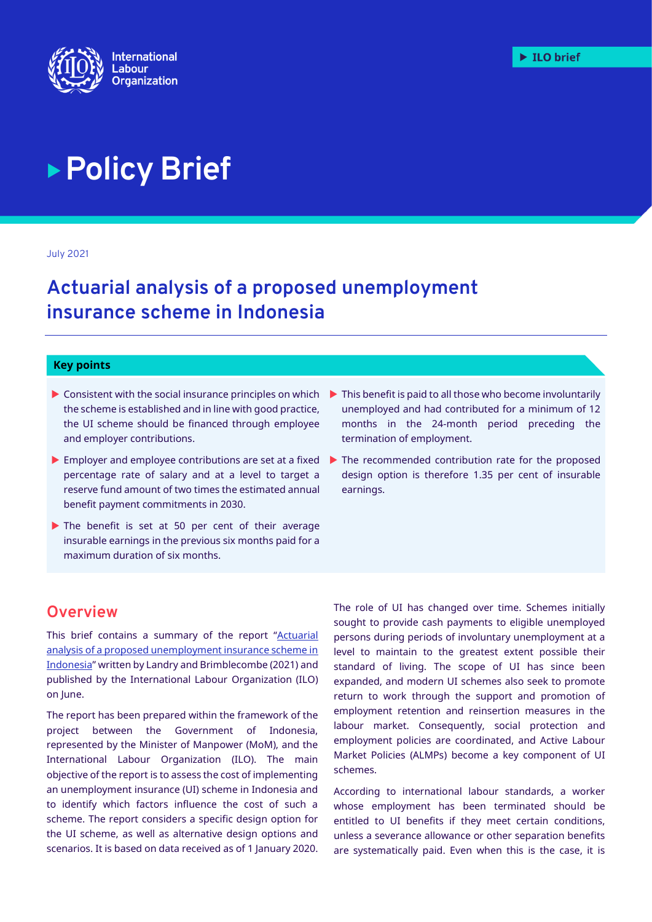International Labour Organization

ILO brief

# Policy Brief

July 2021

## Actuarial analysis of a proposed unemployment insurance scheme in Indonesia

### Key points

- Consistent with the social insurance principles on which the scheme is established and in line with good practice, the UI scheme should be financed through employee and employer contributions.
- Employer and employee contributions are set at a fixed percentage rate of salary and at a level to target a reserve fund amount of two times the estimated annual benefit payment commitments in 2030.
- The benefit is set at 50 per cent of their average insurable earnings in the previous six months paid for a maximum duration of six months.
- This benefit is paid to all those who become involuntarily unemployed and had contributed for a minimum of 12 months in the 24-month period preceding the termination of employment.
- The recommended contribution rate for the proposed design option is therefore 1.35 per cent of insurable earnings.

## Overview

This brief contains a summary of the report "Actuarial analysis of a proposed unemployment insurance scheme in Indonesia" written by Landry and Brimblecombe (2021) and published by the International Labour Organization (ILO) on June.

The report has been prepared within the framework of the project between the Government of Indonesia, represented by the Minister of Manpower (MoM), and the International Labour Organization (ILO). The main objective of the report is to assess the cost of implementing an unemployment insurance (UI) scheme in Indonesia and to identify which factors influence the cost of such a scheme. The report considers a specific design option for the UI scheme, as well as alternative design options and scenarios. It is based on data received as of 1 January 2020.

The role of UI has changed over time. Schemes initially sought to provide cash payments to eligible unemployed persons during periods of involuntary unemployment at a level to maintain to the greatest extent possible their standard of living. The scope of UI has since been expanded, and modern UI schemes also seek to promote return to work through the support and promotion of employment retention and reinsertion measures in the labour market. Consequently, social protection and employment policies are coordinated, and Active Labour Market Policies (ALMPs) become a key component of UI schemes.

According to international labour standards, a worker whose employment has been terminated should be entitled to UI benefits if they meet certain conditions, unless a severance allowance or other separation benefits are systematically paid. Even when this is the case, it is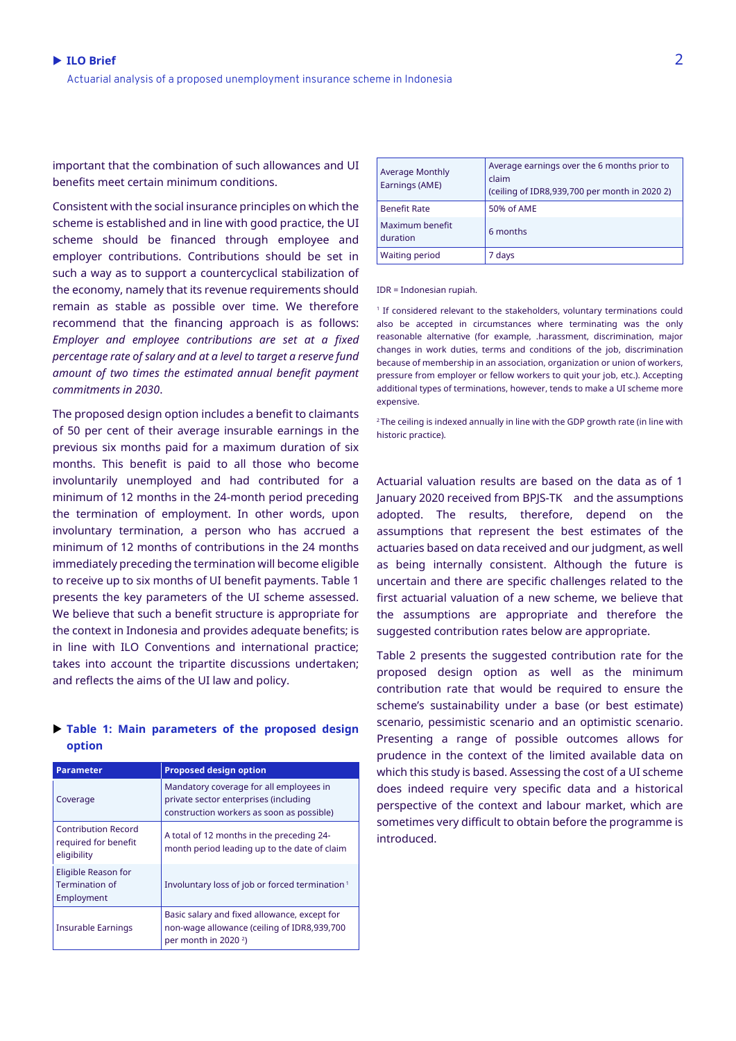important that the combination of such allowances and UI benefits meet certain minimum conditions.

Consistent with the social insurance principles on which the scheme is established and in line with good practice, the UI scheme should be financed through employee and employer contributions. Contributions should be set in such a way as to support a countercyclical stabilization of the economy, namely that its revenue requirements should remain as stable as possible over time. We therefore recommend that the financing approach is as follows: *Employer and employee contributions are set at a fixed percentage rate of salary and at a level to target a reserve fund amount of two times the estimated annual benefit payment commitments in 2030*.

The proposed design option includes a benefit to claimants of 50 per cent of their average insurable earnings in the previous six months paid for a maximum duration of six months. This benefit is paid to all those who become involuntarily unemployed and had contributed for a minimum of 12 months in the 24-month period preceding the termination of employment. In other words, upon involuntary termination, a person who has accrued a minimum of 12 months of contributions in the 24 months immediately preceding the termination will become eligible to receive up to six months of UI benefit payments. Table 1 presents the key parameters of the UI scheme assessed. We believe that such a benefit structure is appropriate for the context in Indonesia and provides adequate benefits; is in line with ILO Conventions and international practice; takes into account the tripartite discussions undertaken; and reflects the aims of the UI law and policy.

**Table 1: Main parameters of the proposed design option**

| Parameter | Proposed design option |
|---|---|
| Coverage | Mandatory coverage for all employees in private sector enterprises (including construction workers as soon as possible) |
| Contribution Record required for benefit eligibility | A total of 12 months in the preceding 24-month period leading up to the date of claim |
| Eligible Reason for Termination of Employment | Involuntary loss of job or forced termination [1] |
| Insurable Earnings | Basic salary and fixed allowance, except for non-wage allowance (ceiling of IDR8,939,700 per month in 2020 [2]) |
| Average Monthly Earnings (AME) | Average earnings over the 6 months prior to claim (ceiling of IDR8,939,700 per month in 2020 2) |
| Benefit Rate | 50% of AME |
| Maximum benefit duration | 6 months |
| Waiting period | 7 days |

IDR = Indonesian rupiah.

[1] If considered relevant to the stakeholders, voluntary terminations could also be accepted in circumstances where terminating was the only reasonable alternative (for example, .harassment, discrimination, major changes in work duties, terms and conditions of the job, discrimination because of membership in an association, organization or union of workers, pressure from employer or fellow workers to quit your job, etc.). Accepting additional types of terminations, however, tends to make a UI scheme more expensive.

[2] The ceiling is indexed annually in line with the GDP growth rate (in line with historic practice).

Actuarial valuation results are based on the data as of 1 January 2020 received from BPJS-TK and the assumptions adopted. The results, therefore, depend on the assumptions that represent the best estimates of the actuaries based on data received and our judgment, as well as being internally consistent. Although the future is uncertain and there are specific challenges related to the first actuarial valuation of a new scheme, we believe that the assumptions are appropriate and therefore the suggested contribution rates below are appropriate.

Table 2 presents the suggested contribution rate for the proposed design option as well as the minimum contribution rate that would be required to ensure the scheme's sustainability under a base (or best estimate) scenario, pessimistic scenario and an optimistic scenario. Presenting a range of possible outcomes allows for prudence in the context of the limited available data on which this study is based. Assessing the cost of a UI scheme does indeed require very specific data and a historical perspective of the context and labour market, which are sometimes very difficult to obtain before the programme is introduced.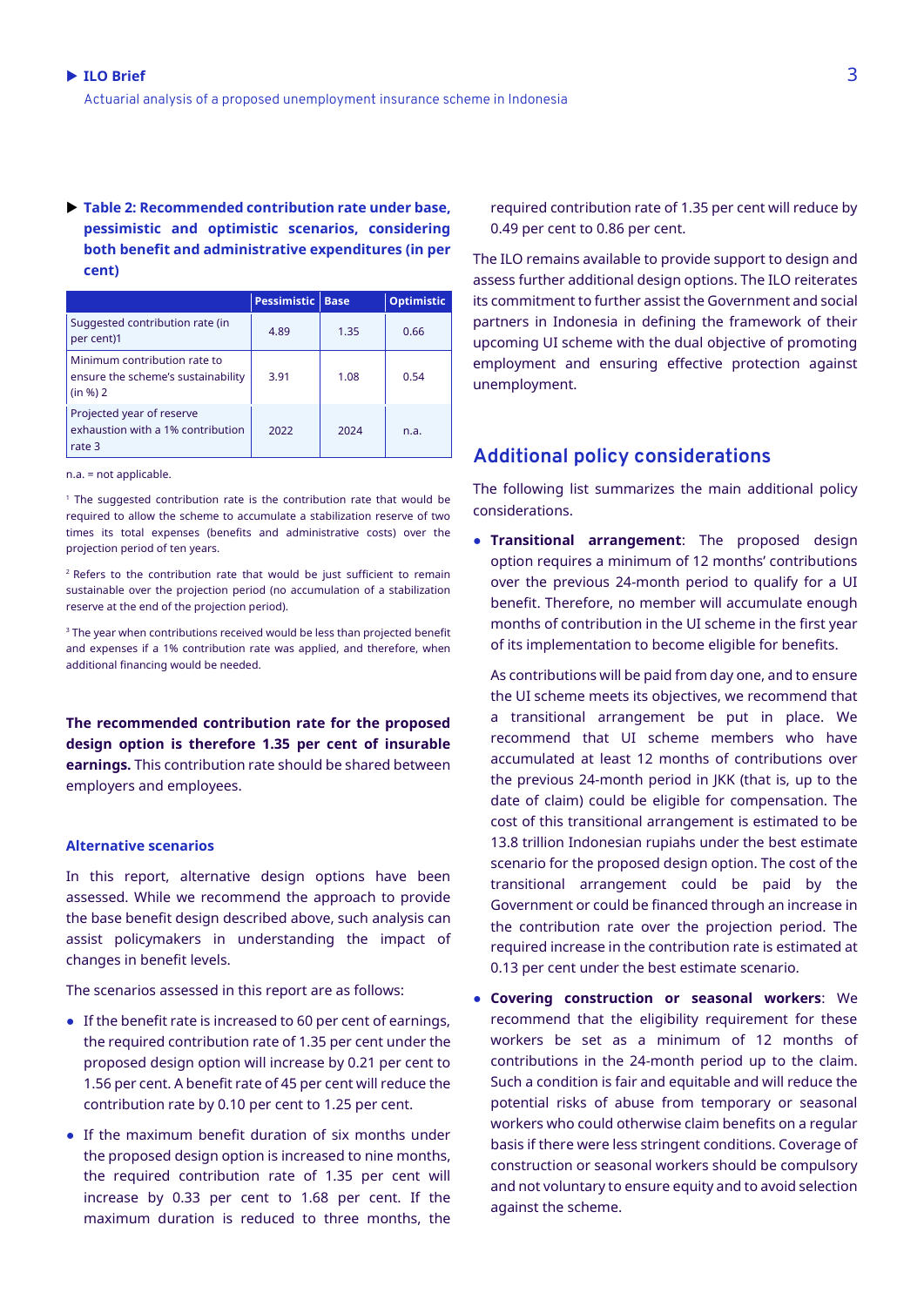**Table 2: Recommended contribution rate under base, pessimistic and optimistic scenarios, considering both benefit and administrative expenditures (in per cent)**

| | Pessimistic | Base | Optimistic |
|---|---|---|---|
| Suggested contribution rate (in per cent)1 | 4.89 | 1.35 | 0.66 |
| Minimum contribution rate to ensure the scheme's sustainability (in %) 2 | 3.91 | 1.08 | 0.54 |
| Projected year of reserve exhaustion with a 1% contribution rate 3 | 2022 | 2024 | n.a. |

n.a. = not applicable.

[1] The suggested contribution rate is the contribution rate that would be required to allow the scheme to accumulate a stabilization reserve of two times its total expenses (benefits and administrative costs) over the projection period of ten years.

[2] Refers to the contribution rate that would be just sufficient to remain sustainable over the projection period (no accumulation of a stabilization reserve at the end of the projection period).

[3] The year when contributions received would be less than projected benefit and expenses if a 1% contribution rate was applied, and therefore, when additional financing would be needed.

**The recommended contribution rate for the proposed design option is therefore 1.35 per cent of insurable earnings.** This contribution rate should be shared between employers and employees.

### Alternative scenarios

In this report, alternative design options have been assessed. While we recommend the approach to provide the base benefit design described above, such analysis can assist policymakers in understanding the impact of changes in benefit levels.

The scenarios assessed in this report are as follows:

- If the benefit rate is increased to 60 per cent of earnings, the required contribution rate of 1.35 per cent under the proposed design option will increase by 0.21 per cent to 1.56 per cent. A benefit rate of 45 per cent will reduce the contribution rate by 0.10 per cent to 1.25 per cent.
- If the maximum benefit duration of six months under the proposed design option is increased to nine months, the required contribution rate of 1.35 per cent will increase by 0.33 per cent to 1.68 per cent. If the maximum duration is reduced to three months, the required contribution rate of 1.35 per cent will reduce by 0.49 per cent to 0.86 per cent.

The ILO remains available to provide support to design and assess further additional design options. The ILO reiterates its commitment to further assist the Government and social partners in Indonesia in defining the framework of their upcoming UI scheme with the dual objective of promoting employment and ensuring effective protection against unemployment.

## Additional policy considerations

The following list summarizes the main additional policy considerations.

- **Transitional arrangement**: The proposed design option requires a minimum of 12 months' contributions over the previous 24-month period to qualify for a UI benefit. Therefore, no member will accumulate enough months of contribution in the UI scheme in the first year of its implementation to become eligible for benefits.

  As contributions will be paid from day one, and to ensure the UI scheme meets its objectives, we recommend that a transitional arrangement be put in place. We recommend that UI scheme members who have accumulated at least 12 months of contributions over the previous 24-month period in JKK (that is, up to the date of claim) could be eligible for compensation. The cost of this transitional arrangement is estimated to be 13.8 trillion Indonesian rupiahs under the best estimate scenario for the proposed design option. The cost of the transitional arrangement could be paid by the Government or could be financed through an increase in the contribution rate over the projection period. The required increase in the contribution rate is estimated at 0.13 per cent under the best estimate scenario.
- **Covering construction or seasonal workers**: We recommend that the eligibility requirement for these workers be set as a minimum of 12 months of contributions in the 24-month period up to the claim. Such a condition is fair and equitable and will reduce the potential risks of abuse from temporary or seasonal workers who could otherwise claim benefits on a regular basis if there were less stringent conditions. Coverage of construction or seasonal workers should be compulsory and not voluntary to ensure equity and to avoid selection against the scheme.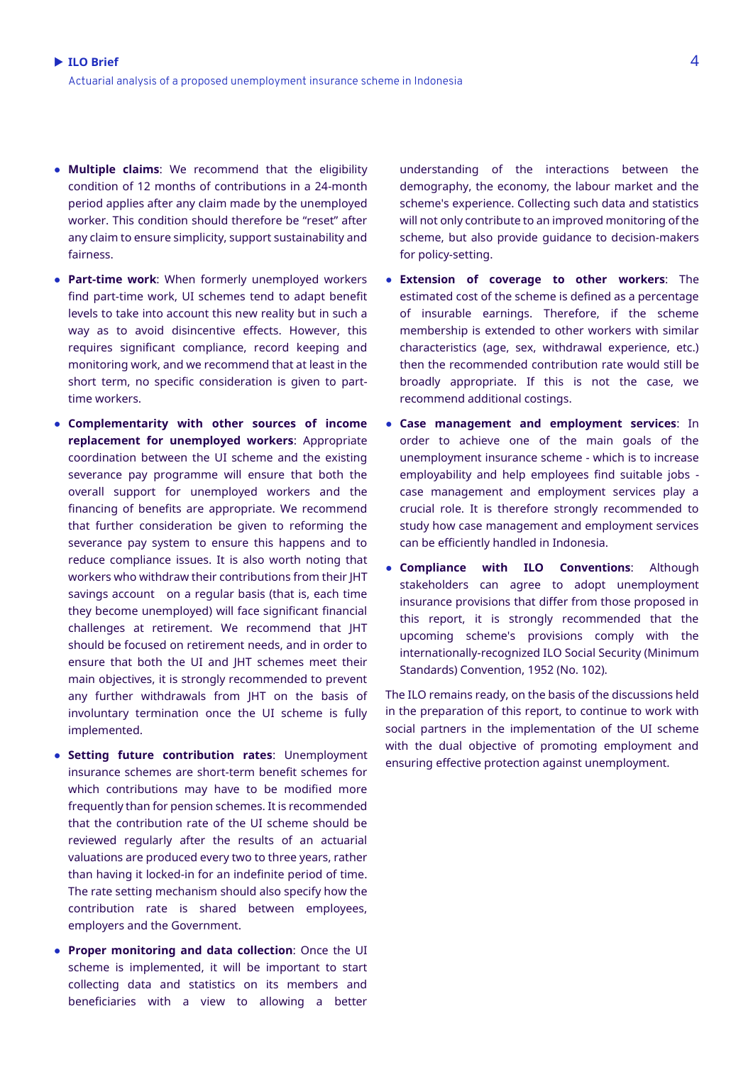- **Multiple claims**: We recommend that the eligibility condition of 12 months of contributions in a 24-month period applies after any claim made by the unemployed worker. This condition should therefore be "reset" after any claim to ensure simplicity, support sustainability and fairness.
- **Part-time work**: When formerly unemployed workers find part-time work, UI schemes tend to adapt benefit levels to take into account this new reality but in such a way as to avoid disincentive effects. However, this requires significant compliance, record keeping and monitoring work, and we recommend that at least in the short term, no specific consideration is given to part-time workers.
- **Complementarity with other sources of income replacement for unemployed workers**: Appropriate coordination between the UI scheme and the existing severance pay programme will ensure that both the overall support for unemployed workers and the financing of benefits are appropriate. We recommend that further consideration be given to reforming the severance pay system to ensure this happens and to reduce compliance issues. It is also worth noting that workers who withdraw their contributions from their JHT savings account on a regular basis (that is, each time they become unemployed) will face significant financial challenges at retirement. We recommend that JHT should be focused on retirement needs, and in order to ensure that both the UI and JHT schemes meet their main objectives, it is strongly recommended to prevent any further withdrawals from JHT on the basis of involuntary termination once the UI scheme is fully implemented.
- **Setting future contribution rates**: Unemployment insurance schemes are short-term benefit schemes for which contributions may have to be modified more frequently than for pension schemes. It is recommended that the contribution rate of the UI scheme should be reviewed regularly after the results of an actuarial valuations are produced every two to three years, rather than having it locked-in for an indefinite period of time. The rate setting mechanism should also specify how the contribution rate is shared between employees, employers and the Government.
- **Proper monitoring and data collection**: Once the UI scheme is implemented, it will be important to start collecting data and statistics on its members and beneficiaries with a view to allowing a better understanding of the interactions between the demography, the economy, the labour market and the scheme's experience. Collecting such data and statistics will not only contribute to an improved monitoring of the scheme, but also provide guidance to decision-makers for policy-setting.
- **Extension of coverage to other workers**: The estimated cost of the scheme is defined as a percentage of insurable earnings. Therefore, if the scheme membership is extended to other workers with similar characteristics (age, sex, withdrawal experience, etc.) then the recommended contribution rate would still be broadly appropriate. If this is not the case, we recommend additional costings.
- **Case management and employment services**: In order to achieve one of the main goals of the unemployment insurance scheme - which is to increase employability and help employees find suitable jobs - case management and employment services play a crucial role. It is therefore strongly recommended to study how case management and employment services can be efficiently handled in Indonesia.
- **Compliance with ILO Conventions**: Although stakeholders can agree to adopt unemployment insurance provisions that differ from those proposed in this report, it is strongly recommended that the upcoming scheme's provisions comply with the internationally-recognized ILO Social Security (Minimum Standards) Convention, 1952 (No. 102).

The ILO remains ready, on the basis of the discussions held in the preparation of this report, to continue to work with social partners in the implementation of the UI scheme with the dual objective of promoting employment and ensuring effective protection against unemployment.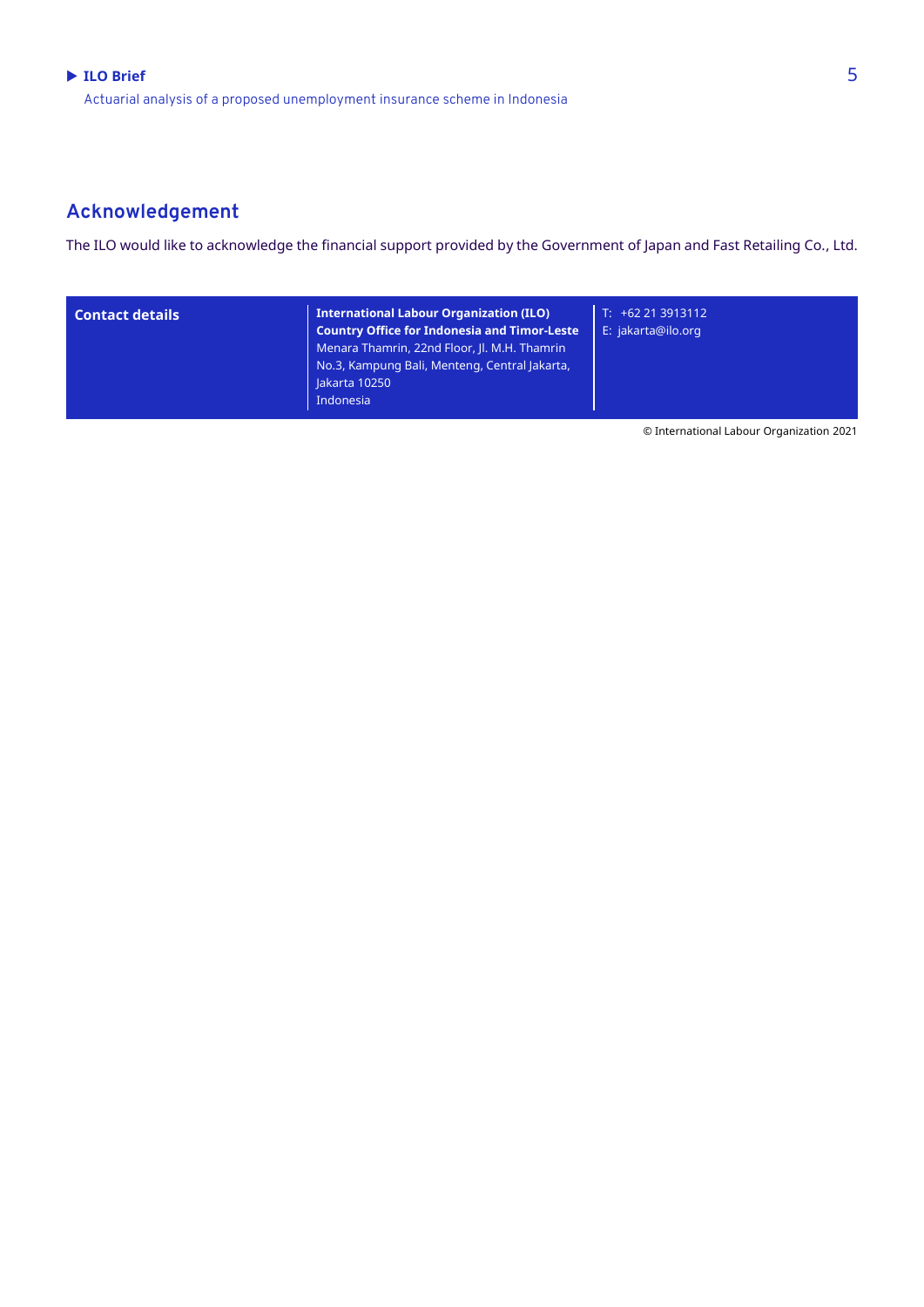## Acknowledgement

The ILO would like to acknowledge the financial support provided by the Government of Japan and Fast Retailing Co., Ltd.

| | | |
|---|---|---|
| **Contact details** | **International Labour Organization (ILO)**<br>**Country Office for Indonesia and Timor-Leste**<br>Menara Thamrin, 22nd Floor, Jl. M.H. Thamrin No.3, Kampung Bali, Menteng, Central Jakarta, Jakarta 10250<br>Indonesia | T: +62 21 3913112<br>E: jakarta@ilo.org |

© International Labour Organization 2021